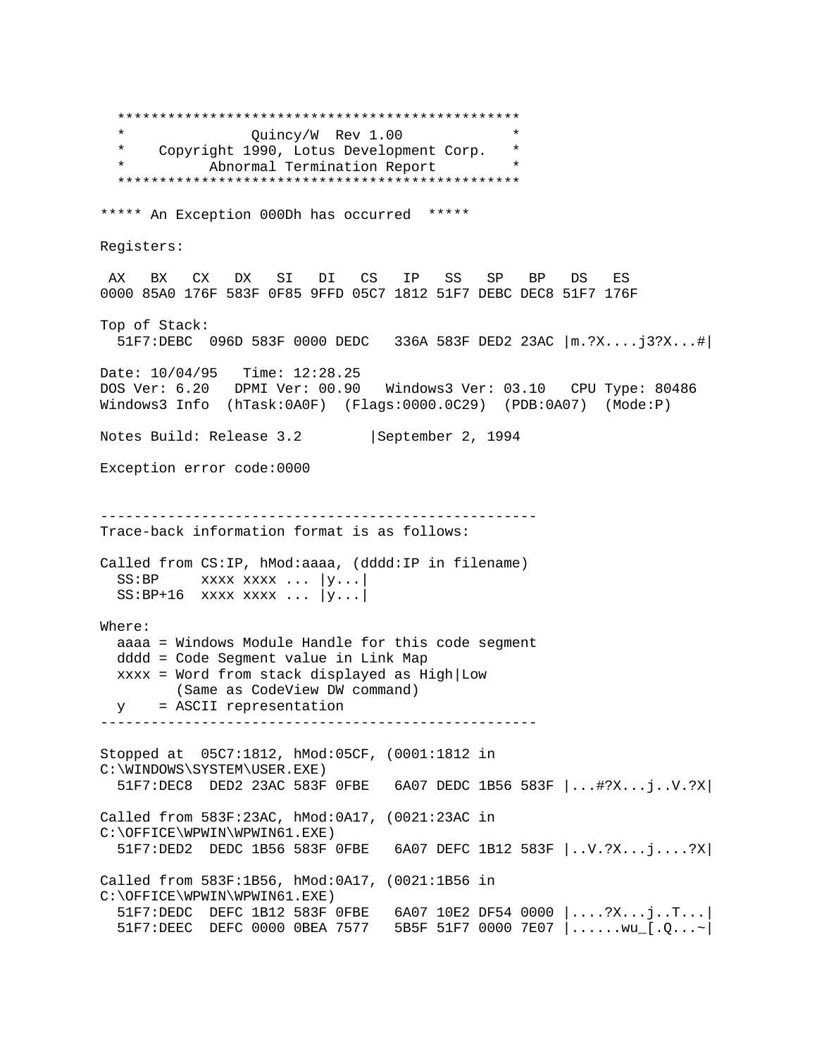```
   ***********************************************
   *              Quincy/W  Rev 1.00             *
   *    Copyright 1990, Lotus Development Corp.  *
   *         Abnormal Termination Report         *
   ***********************************************

***** An Exception 000Dh has occurred  *****

Registers:

 AX   BX   CX   DX   SI   DI   CS   IP   SS   SP   BP   DS   ES
0000 85A0 176F 583F 0F85 9FFD 05C7 1812 51F7 DEBC DEC8 51F7 176F

Top of Stack:
  51F7:DEBC  096D 583F 0000 DEDC   336A 583F DED2 23AC |m.?X....j3?X...#|

Date: 10/04/95   Time: 12:28.25
DOS Ver: 6.20   DPMI Ver: 00.90   Windows3 Ver: 03.10   CPU Type: 80486
Windows3 Info  (hTask:0A0F)  (Flags:0000.0C29)  (PDB:0A07)  (Mode:P)

Notes Build: Release 3.2        |September 2, 1994

Exception error code:0000


----------------------------------------------------
Trace-back information format is as follows:

Called from CS:IP, hMod:aaaa, (dddd:IP in filename)
  SS:BP     xxxx xxxx ... |y...|
  SS:BP+16  xxxx xxxx ... |y...|

Where:
  aaaa = Windows Module Handle for this code segment
  dddd = Code Segment value in Link Map
  xxxx = Word from stack displayed as High|Low
         (Same as CodeView DW command)
  y    = ASCII representation
----------------------------------------------------

Stopped at  05C7:1812, hMod:05CF, (0001:1812 in
C:\WINDOWS\SYSTEM\USER.EXE)
  51F7:DEC8  DED2 23AC 583F 0FBE   6A07 DEDC 1B56 583F |...#?X...j..V.?X|

Called from 583F:23AC, hMod:0A17, (0021:23AC in
C:\OFFICE\WPWIN\WPWIN61.EXE)
  51F7:DED2  DEDC 1B56 583F 0FBE   6A07 DEFC 1B12 583F |..V.?X...j....?X|

Called from 583F:1B56, hMod:0A17, (0021:1B56 in
C:\OFFICE\WPWIN\WPWIN61.EXE)
  51F7:DEDC  DEFC 1B12 583F 0FBE   6A07 10E2 DF54 0000 |....?X...j..T...|
  51F7:DEEC  DEFC 0000 0BEA 7577   5B5F 51F7 0000 7E07 |......wu_[.Q...~|
```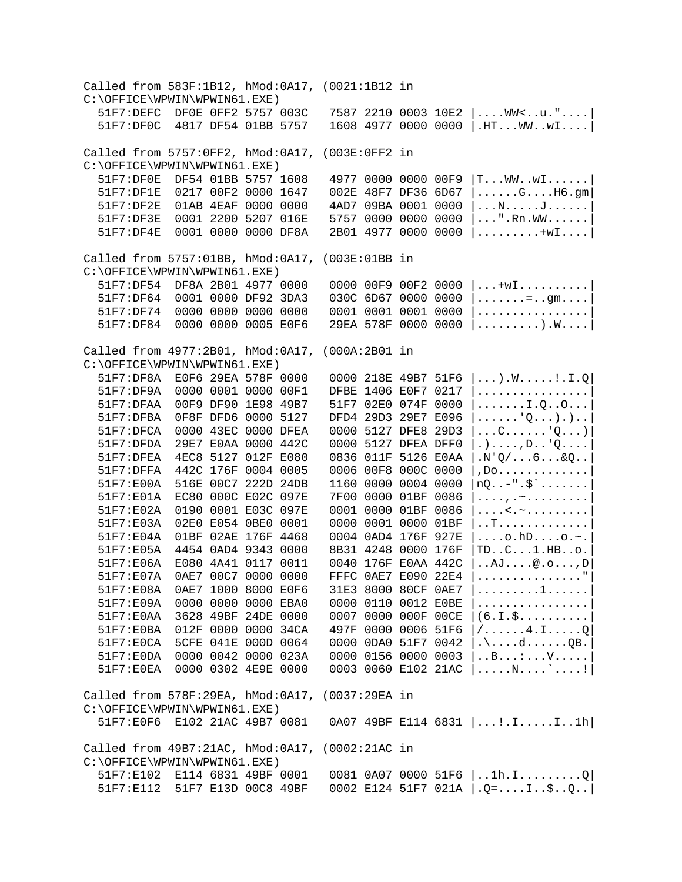```
Called from 583F:1B12, hMod:0A17, (0021:1B12 in
C:\OFFICE\WPWIN\WPWIN61.EXE)
  51F7:DEFC  DF0E 0FF2 5757 003C   7587 2210 0003 10E2 |....WW<..u."....|
  51F7:DF0C  4817 DF54 01BB 5757   1608 4977 0000 0000 |.HT...WW..wI....|

Called from 5757:0FF2, hMod:0A17, (003E:0FF2 in
C:\OFFICE\WPWIN\WPWIN61.EXE)
  51F7:DF0E  DF54 01BB 5757 1608   4977 0000 0000 00F9 |T...WW..wI......|
  51F7:DF1E  0217 00F2 0000 1647   002E 48F7 DF36 6D67 |......G....H6.gm|
  51F7:DF2E  01AB 4EAF 0000 0000   4AD7 09BA 0001 0000 |...N.....J......|
  51F7:DF3E  0001 2200 5207 016E   5757 0000 0000 0000 |...".Rn.WW......|
  51F7:DF4E  0001 0000 0000 DF8A   2B01 4977 0000 0000 |.........+wI....|

Called from 5757:01BB, hMod:0A17, (003E:01BB in
C:\OFFICE\WPWIN\WPWIN61.EXE)
  51F7:DF54  DF8A 2B01 4977 0000   0000 00F9 00F2 0000 |...+wI..........|
  51F7:DF64  0001 0000 DF92 3DA3   030C 6D67 0000 0000 |.......=..gm....|
  51F7:DF74  0000 0000 0000 0000   0001 0001 0001 0000 |................|
  51F7:DF84  0000 0000 0005 E0F6   29EA 578F 0000 0000 |.........).W....|

Called from 4977:2B01, hMod:0A17, (000A:2B01 in
C:\OFFICE\WPWIN\WPWIN61.EXE)
  51F7:DF8A  E0F6 29EA 578F 0000   0000 218E 49B7 51F6 |...).W.....!.I.Q|
  51F7:DF9A  0000 0001 0000 00F1   DFBE 1406 E0F7 0217 |................|
  51F7:DFAA  00F9 DF90 1E98 49B7   51F7 02E0 074F 0000 |.......I.Q..O...|
  51F7:DFBA  0F8F DFD6 0000 5127   DFD4 29D3 29E7 E096 |......'Q...).)..|
  51F7:DFCA  0000 43EC 0000 DFEA   0000 5127 DFE8 29D3 |...C......'Q...)|
  51F7:DFDA  29E7 E0AA 0000 442C   0000 5127 DFEA DFF0 |.)....,D..'Q....|
  51F7:DFEA  4EC8 5127 012F E080   0836 011F 5126 E0AA |.N'Q/...6...&Q..|
  51F7:DFFA  442C 176F 0004 0005   0006 00F8 000C 0000 |,Do.............|
  51F7:E00A  516E 00C7 222D 24DB   1160 0000 0004 0000 |nQ..-".$`.......|
  51F7:E01A  EC80 000C E02C 097E   7F00 0000 01BF 0086 |....,.~.........|
  51F7:E02A  0190 0001 E03C 097E   0001 0000 01BF 0086 |....<.~.........|
  51F7:E03A  02E0 E054 0BE0 0001   0000 0001 0000 01BF |..T.............|
  51F7:E04A  01BF 02AE 176F 4468   0004 0AD4 176F 927E |....o.hD....o.~.|
  51F7:E05A  4454 0AD4 9343 0000   8B31 4248 0000 176F |TD..C...1.HB..o.|
  51F7:E06A  E080 4A41 0117 0011   0040 176F E0AA 442C |..AJ....@.o...,D|
  51F7:E07A  0AE7 00C7 0000 0000   FFFC 0AE7 E090 22E4 |..............."|
  51F7:E08A  0AE7 1000 8000 E0F6   31E3 8000 80CF 0AE7 |.........1......|
  51F7:E09A  0000 0000 0000 EBA0   0000 0110 0012 E0BE |................|
  51F7:E0AA  3628 49BF 24DE 0000   0007 0000 000F 00CE |(6.I.$..........|
  51F7:E0BA  012F 0000 0000 34CA   497F 0000 0006 51F6 |/......4.I.....Q|
  51F7:E0CA  5CFE 041E 000D 0064   0000 0DA0 51F7 0042 |.\....d......QB.|
  51F7:E0DA  0000 0042 0000 023A   0000 0156 0000 0003 |..B...:...V.....|
  51F7:E0EA  0000 0302 4E9E 0000   0003 0060 E102 21AC |.....N....`....!|

Called from 578F:29EA, hMod:0A17, (0037:29EA in
C:\OFFICE\WPWIN\WPWIN61.EXE)
  51F7:E0F6  E102 21AC 49B7 0081   0A07 49BF E114 6831 |...!.I.....I..1h|

Called from 49B7:21AC, hMod:0A17, (0002:21AC in
C:\OFFICE\WPWIN\WPWIN61.EXE)
  51F7:E102  E114 6831 49BF 0001   0081 0A07 0000 51F6 |..1h.I.........Q|
  51F7:E112  51F7 E13D 00C8 49BF   0002 E124 51F7 021A |.Q=....I..$..Q..|
```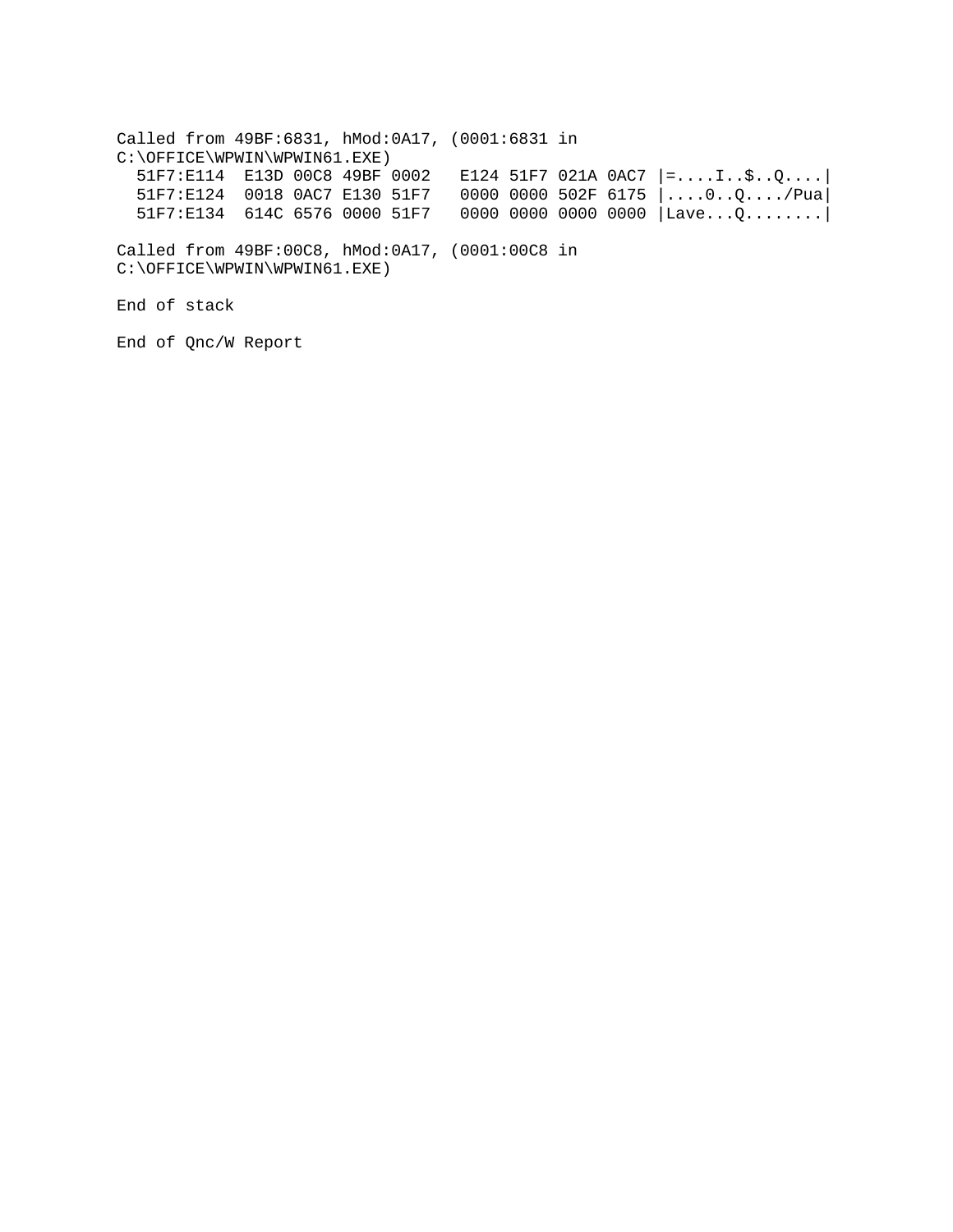```
Called from 49BF:6831, hMod:0A17, (0001:6831 in
C:\OFFICE\WPWIN\WPWIN61.EXE)
  51F7:E114  E13D 00C8 49BF 0002   E124 51F7 021A 0AC7 |=....I..$..Q....|
  51F7:E124  0018 0AC7 E130 51F7   0000 0000 502F 6175 |....0..Q..../Pua|
  51F7:E134  614C 6576 0000 51F7   0000 0000 0000 0000 |Lave...Q........|

Called from 49BF:00C8, hMod:0A17, (0001:00C8 in
C:\OFFICE\WPWIN\WPWIN61.EXE)

End of stack

End of Qnc/W Report
```